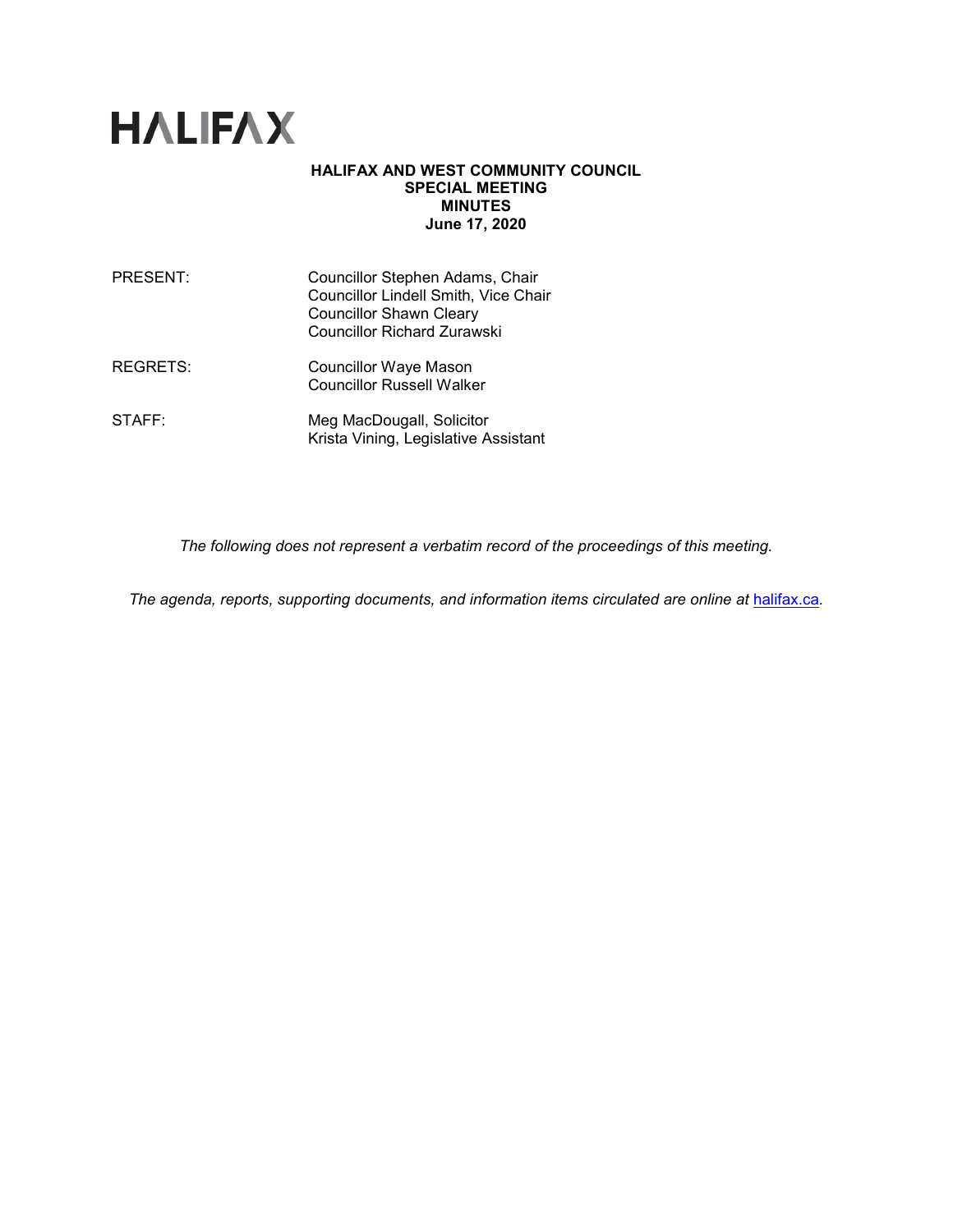# HALIFAX

**HALIFAX AND WEST COMMUNITY COUNCIL**
**SPECIAL MEETING**
**MINUTES**
**June 17, 2020**

| | |
|---|---|
| PRESENT: | Councillor Stephen Adams, Chair<br>Councillor Lindell Smith, Vice Chair<br>Councillor Shawn Cleary<br>Councillor Richard Zurawski |
| REGRETS: | Councillor Waye Mason<br>Councillor Russell Walker |
| STAFF: | Meg MacDougall, Solicitor<br>Krista Vining, Legislative Assistant |

*The following does not represent a verbatim record of the proceedings of this meeting.*

*The agenda, reports, supporting documents, and information items circulated are online at* [halifax.ca](halifax.ca)*.*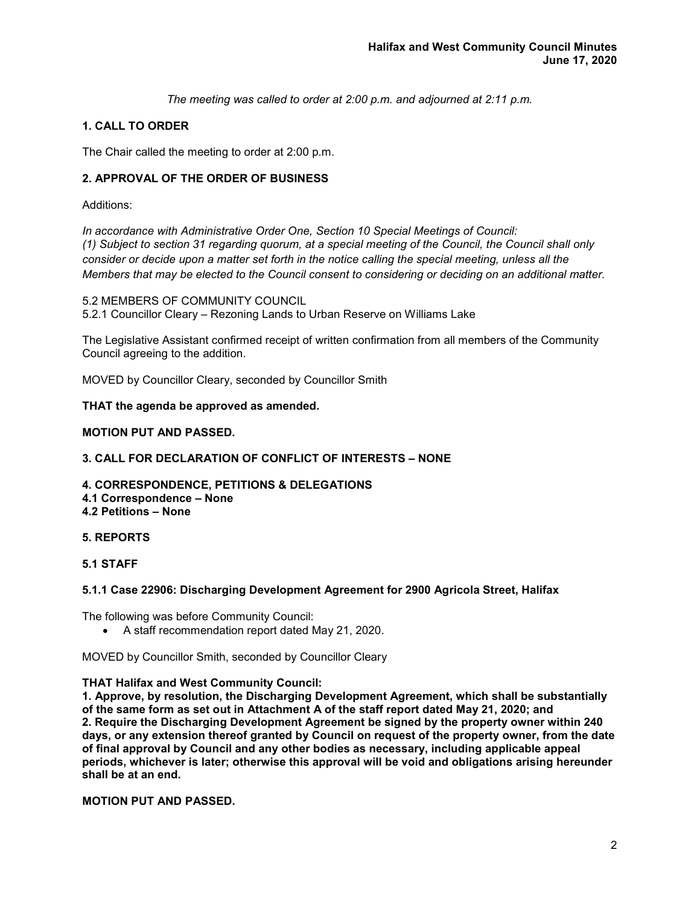*The meeting was called to order at 2:00 p.m. and adjourned at 2:11 p.m.*

## 1. CALL TO ORDER

The Chair called the meeting to order at 2:00 p.m.

## 2. APPROVAL OF THE ORDER OF BUSINESS

Additions:

*In accordance with Administrative Order One, Section 10 Special Meetings of Council:*
*(1) Subject to section 31 regarding quorum, at a special meeting of the Council, the Council shall only consider or decide upon a matter set forth in the notice calling the special meeting, unless all the Members that may be elected to the Council consent to considering or deciding on an additional matter.*

5.2 MEMBERS OF COMMUNITY COUNCIL
5.2.1 Councillor Cleary – Rezoning Lands to Urban Reserve on Williams Lake

The Legislative Assistant confirmed receipt of written confirmation from all members of the Community Council agreeing to the addition.

MOVED by Councillor Cleary, seconded by Councillor Smith

**THAT the agenda be approved as amended.**

**MOTION PUT AND PASSED.**

## 3. CALL FOR DECLARATION OF CONFLICT OF INTERESTS – NONE

## 4. CORRESPONDENCE, PETITIONS & DELEGATIONS

**4.1 Correspondence – None**
**4.2 Petitions – None**

## 5. REPORTS

### 5.1 STAFF

### 5.1.1 Case 22906: Discharging Development Agreement for 2900 Agricola Street, Halifax

The following was before Community Council:

- A staff recommendation report dated May 21, 2020.

MOVED by Councillor Smith, seconded by Councillor Cleary

**THAT Halifax and West Community Council:**
**1. Approve, by resolution, the Discharging Development Agreement, which shall be substantially of the same form as set out in Attachment A of the staff report dated May 21, 2020; and**
**2. Require the Discharging Development Agreement be signed by the property owner within 240 days, or any extension thereof granted by Council on request of the property owner, from the date of final approval by Council and any other bodies as necessary, including applicable appeal periods, whichever is later; otherwise this approval will be void and obligations arising hereunder shall be at an end.**

**MOTION PUT AND PASSED.**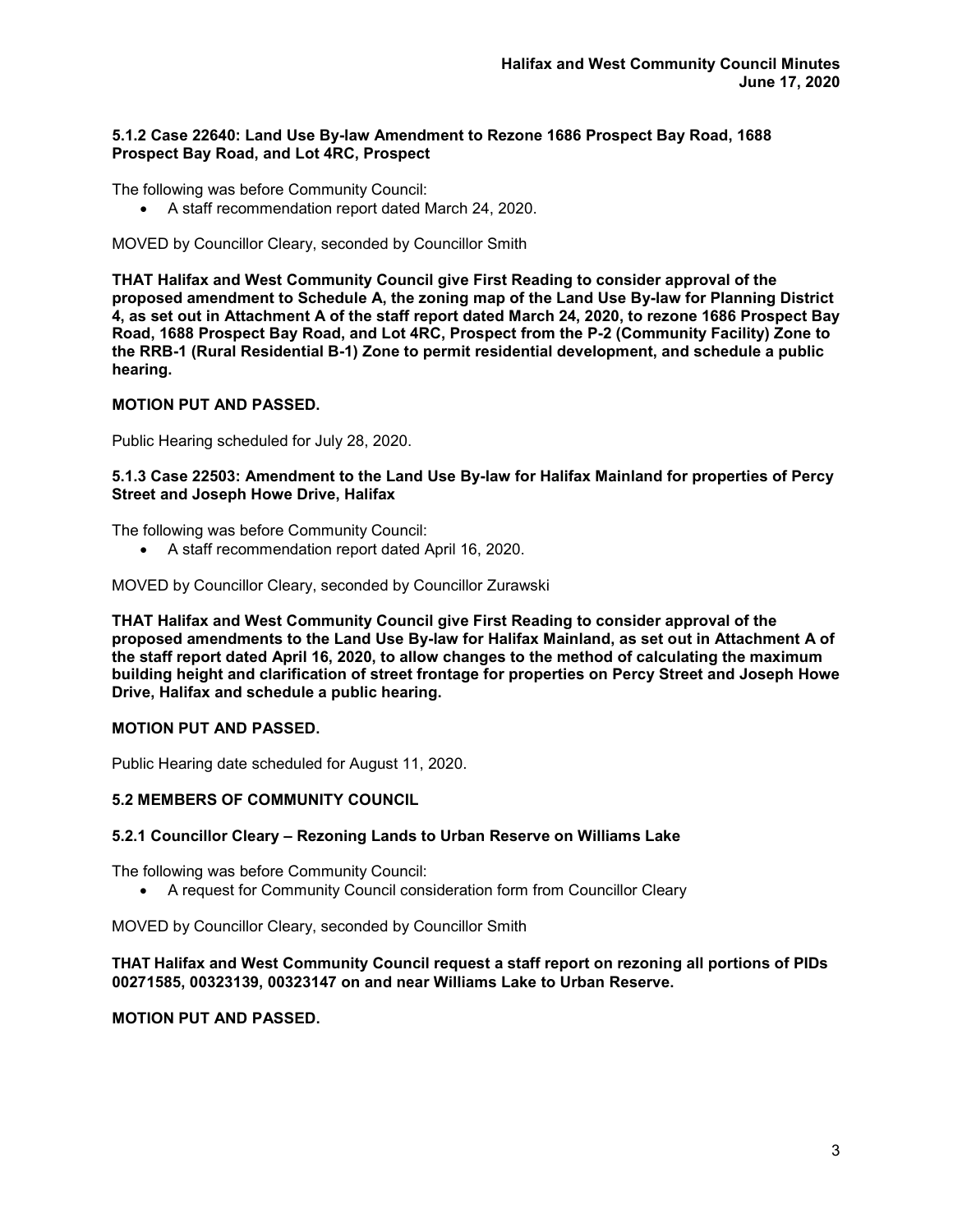**5.1.2 Case 22640: Land Use By-law Amendment to Rezone 1686 Prospect Bay Road, 1688 Prospect Bay Road, and Lot 4RC, Prospect**

The following was before Community Council:

- A staff recommendation report dated March 24, 2020.

MOVED by Councillor Cleary, seconded by Councillor Smith

**THAT Halifax and West Community Council give First Reading to consider approval of the proposed amendment to Schedule A, the zoning map of the Land Use By-law for Planning District 4, as set out in Attachment A of the staff report dated March 24, 2020, to rezone 1686 Prospect Bay Road, 1688 Prospect Bay Road, and Lot 4RC, Prospect from the P-2 (Community Facility) Zone to the RRB-1 (Rural Residential B-1) Zone to permit residential development, and schedule a public hearing.**

**MOTION PUT AND PASSED.**

Public Hearing scheduled for July 28, 2020.

**5.1.3 Case 22503: Amendment to the Land Use By-law for Halifax Mainland for properties of Percy Street and Joseph Howe Drive, Halifax**

The following was before Community Council:

- A staff recommendation report dated April 16, 2020.

MOVED by Councillor Cleary, seconded by Councillor Zurawski

**THAT Halifax and West Community Council give First Reading to consider approval of the proposed amendments to the Land Use By-law for Halifax Mainland, as set out in Attachment A of the staff report dated April 16, 2020, to allow changes to the method of calculating the maximum building height and clarification of street frontage for properties on Percy Street and Joseph Howe Drive, Halifax and schedule a public hearing.**

**MOTION PUT AND PASSED.**

Public Hearing date scheduled for August 11, 2020.

**5.2 MEMBERS OF COMMUNITY COUNCIL**

**5.2.1 Councillor Cleary – Rezoning Lands to Urban Reserve on Williams Lake**

The following was before Community Council:

- A request for Community Council consideration form from Councillor Cleary

MOVED by Councillor Cleary, seconded by Councillor Smith

**THAT Halifax and West Community Council request a staff report on rezoning all portions of PIDs 00271585, 00323139, 00323147 on and near Williams Lake to Urban Reserve.**

**MOTION PUT AND PASSED.**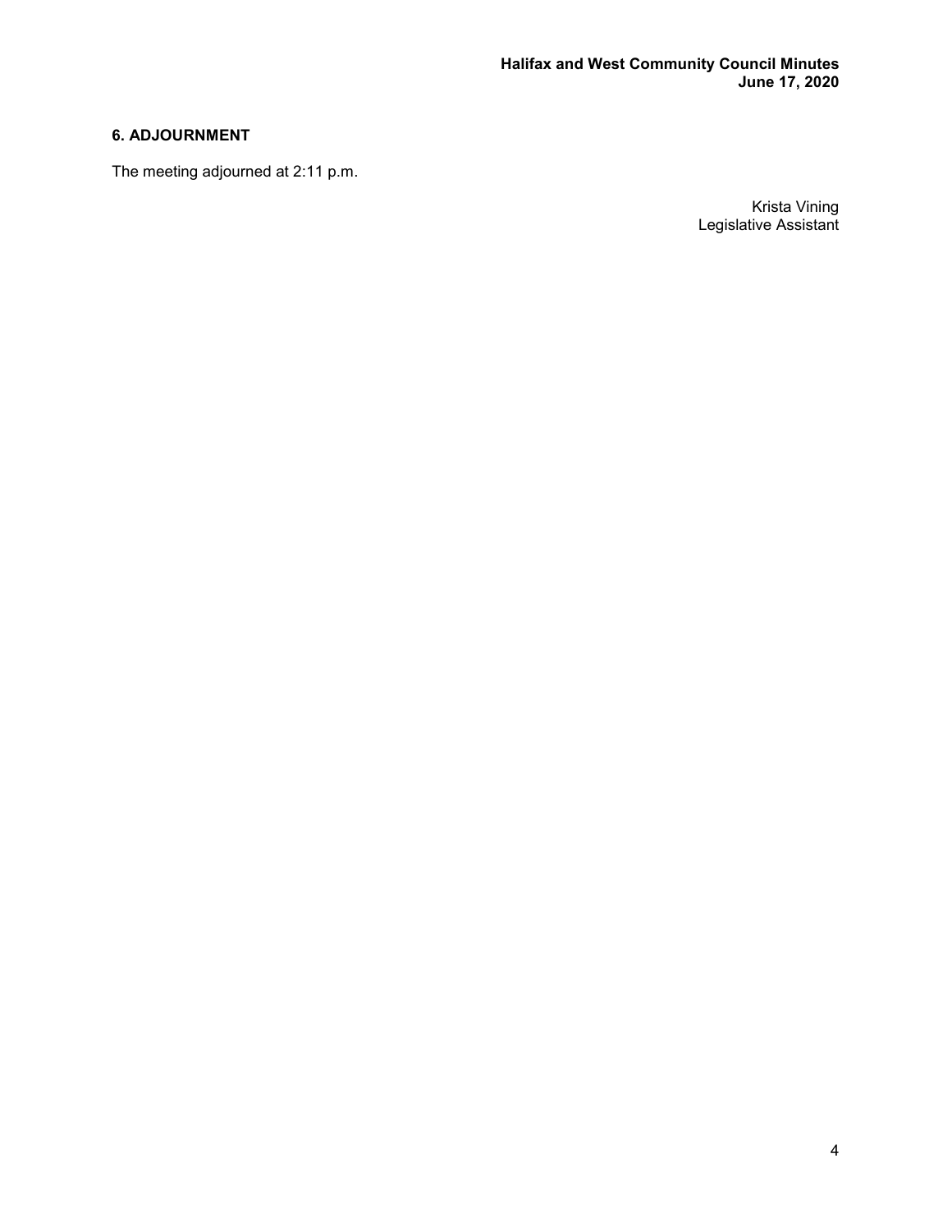## 6. ADJOURNMENT

The meeting adjourned at 2:11 p.m.

Krista Vining
Legislative Assistant